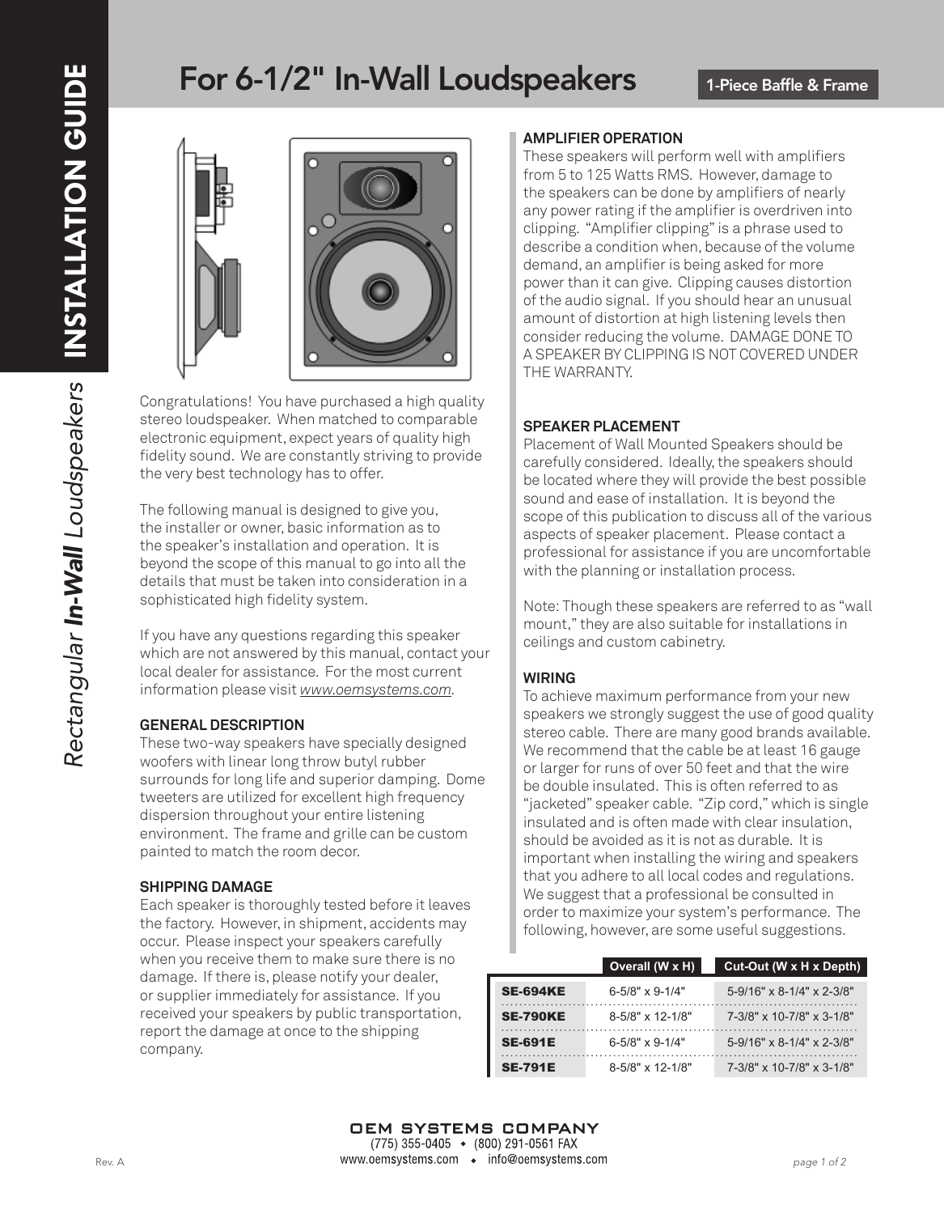# For 6-1/2" In-Wall Loudspeakers

**1-Piece Baffle & Frame**

**INSTALLATION GUIDE**

*Rectangular **In-Wall** Loudspeakers*

Congratulations! You have purchased a high quality stereo loudspeaker. When matched to comparable electronic equipment, expect years of quality high fidelity sound. We are constantly striving to provide the very best technology has to offer.

The following manual is designed to give you, the installer or owner, basic information as to the speaker's installation and operation. It is beyond the scope of this manual to go into all the details that must be taken into consideration in a sophisticated high fidelity system.

If you have any questions regarding this speaker which are not answered by this manual, contact your local dealer for assistance. For the most current information please visit *www.oemsystems.com*.

## GENERAL DESCRIPTION

These two-way speakers have specially designed woofers with linear long throw butyl rubber surrounds for long life and superior damping. Dome tweeters are utilized for excellent high frequency dispersion throughout your entire listening environment. The frame and grille can be custom painted to match the room decor.

## SHIPPING DAMAGE

Each speaker is thoroughly tested before it leaves the factory. However, in shipment, accidents may occur. Please inspect your speakers carefully when you receive them to make sure there is no damage. If there is, please notify your dealer, or supplier immediately for assistance. If you received your speakers by public transportation, report the damage at once to the shipping company.

## AMPLIFIER OPERATION

These speakers will perform well with amplifiers from 5 to 125 Watts RMS. However, damage to the speakers can be done by amplifiers of nearly any power rating if the amplifier is overdriven into clipping. "Amplifier clipping" is a phrase used to describe a condition when, because of the volume demand, an amplifier is being asked for more power than it can give. Clipping causes distortion of the audio signal. If you should hear an unusual amount of distortion at high listening levels then consider reducing the volume. DAMAGE DONE TO A SPEAKER BY CLIPPING IS NOT COVERED UNDER THE WARRANTY.

## SPEAKER PLACEMENT

Placement of Wall Mounted Speakers should be carefully considered. Ideally, the speakers should be located where they will provide the best possible sound and ease of installation. It is beyond the scope of this publication to discuss all of the various aspects of speaker placement. Please contact a professional for assistance if you are uncomfortable with the planning or installation process.

Note: Though these speakers are referred to as "wall mount," they are also suitable for installations in ceilings and custom cabinetry.

## WIRING

To achieve maximum performance from your new speakers we strongly suggest the use of good quality stereo cable. There are many good brands available. We recommend that the cable be at least 16 gauge or larger for runs of over 50 feet and that the wire be double insulated. This is often referred to as "jacketed" speaker cable. "Zip cord," which is single insulated and is often made with clear insulation, should be avoided as it is not as durable. It is important when installing the wiring and speakers that you adhere to all local codes and regulations. We suggest that a professional be consulted in order to maximize your system's performance. The following, however, are some useful suggestions.

| | Overall (W x H) | Cut-Out (W x H x Depth) |
|---|---|---|
| **SE-694KE** | 6-5/8" x 9-1/4" | 5-9/16" x 8-1/4" x 2-3/8" |
| **SE-790KE** | 8-5/8" x 12-1/8" | 7-3/8" x 10-7/8" x 3-1/8" |
| **SE-691E** | 6-5/8" x 9-1/4" | 5-9/16" x 8-1/4" x 2-3/8" |
| **SE-791E** | 8-5/8" x 12-1/8" | 7-3/8" x 10-7/8" x 3-1/8" |

OEM SYSTEMS COMPANY
(775) 355-0405 • (800) 291-0561 FAX
www.oemsystems.com • info@oemsystems.com

Rev. A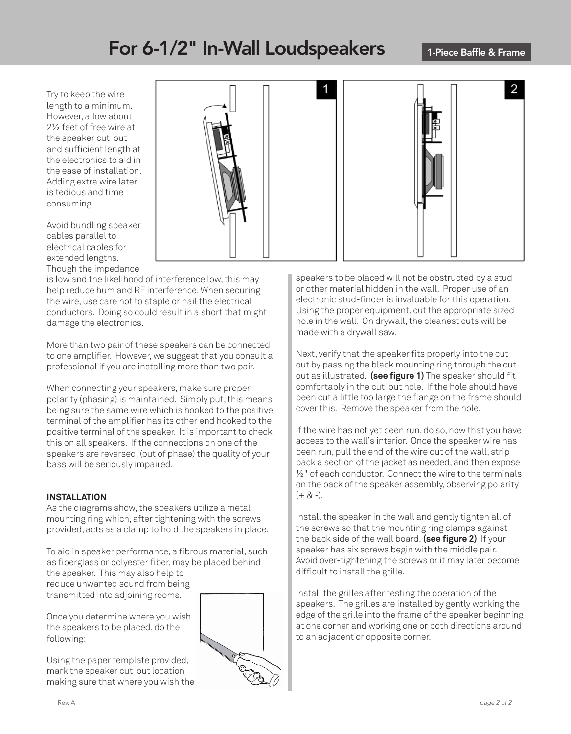# For 6-1/2" In-Wall Loudspeakers

1-Piece Baffle & Frame

Try to keep the wire length to a minimum. However, allow about 2½ feet of free wire at the speaker cut-out and sufficient length at the electronics to aid in the ease of installation. Adding extra wire later is tedious and time consuming.

Avoid bundling speaker cables parallel to electrical cables for extended lengths. Though the impedance is low and the likelihood of interference low, this may help reduce hum and RF interference. When securing the wire, use care not to staple or nail the electrical conductors. Doing so could result in a short that might damage the electronics.

More than two pair of these speakers can be connected to one amplifier. However, we suggest that you consult a professional if you are installing more than two pair.

When connecting your speakers, make sure proper polarity (phasing) is maintained. Simply put, this means being sure the same wire which is hooked to the positive terminal of the amplifier has its other end hooked to the positive terminal of the speaker. It is important to check this on all speakers. If the connections on one of the speakers are reversed, (out of phase) the quality of your bass will be seriously impaired.

**INSTALLATION**

As the diagrams show, the speakers utilize a metal mounting ring which, after tightening with the screws provided, acts as a clamp to hold the speakers in place.

To aid in speaker performance, a fibrous material, such as fiberglass or polyester fiber, may be placed behind the speaker. This may also help to reduce unwanted sound from being transmitted into adjoining rooms.

Once you determine where you wish the speakers to be placed, do the following:

Using the paper template provided, mark the speaker cut-out location making sure that where you wish the speakers to be placed will not be obstructed by a stud or other material hidden in the wall. Proper use of an electronic stud-finder is invaluable for this operation. Using the proper equipment, cut the appropriate sized hole in the wall. On drywall, the cleanest cuts will be made with a drywall saw.

Next, verify that the speaker fits properly into the cut-out by passing the black mounting ring through the cut-out as illustrated. **(see figure 1)** The speaker should fit comfortably in the cut-out hole. If the hole should have been cut a little too large the flange on the frame should cover this. Remove the speaker from the hole.

If the wire has not yet been run, do so, now that you have access to the wall's interior. Once the speaker wire has been run, pull the end of the wire out of the wall, strip back a section of the jacket as needed, and then expose ½" of each conductor. Connect the wire to the terminals on the back of the speaker assembly, observing polarity (+ & -).

Install the speaker in the wall and gently tighten all of the screws so that the mounting ring clamps against the back side of the wall board. **(see figure 2)** If your speaker has six screws begin with the middle pair. Avoid over-tightening the screws or it may later become difficult to install the grille.

Install the grilles after testing the operation of the speakers. The grilles are installed by gently working the edge of the grille into the frame of the speaker beginning at one corner and working one or both directions around to an adjacent or opposite corner.

Rev. A